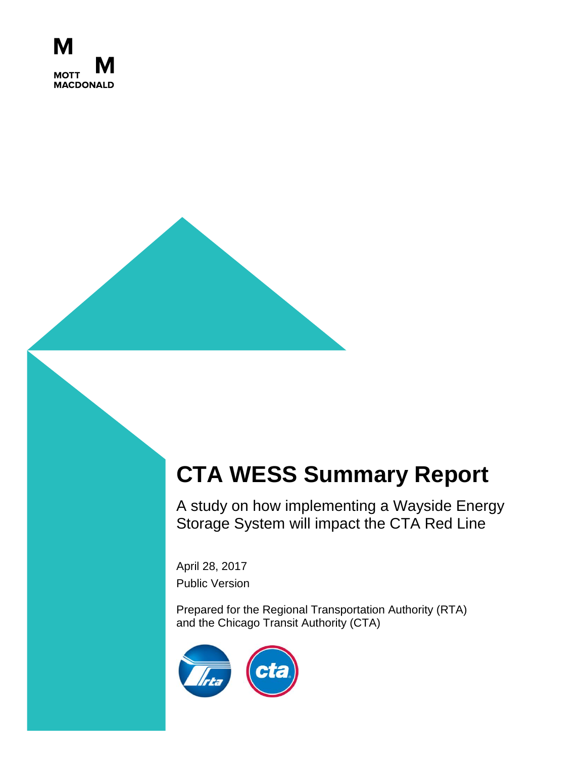MOTT MACDONALD

# CTA WESS Summary Report

A study on how implementing a Wayside Energy Storage System will impact the CTA Red Line

April 28, 2017

Public Version

Prepared for the Regional Transportation Authority (RTA) and the Chicago Transit Authority (CTA)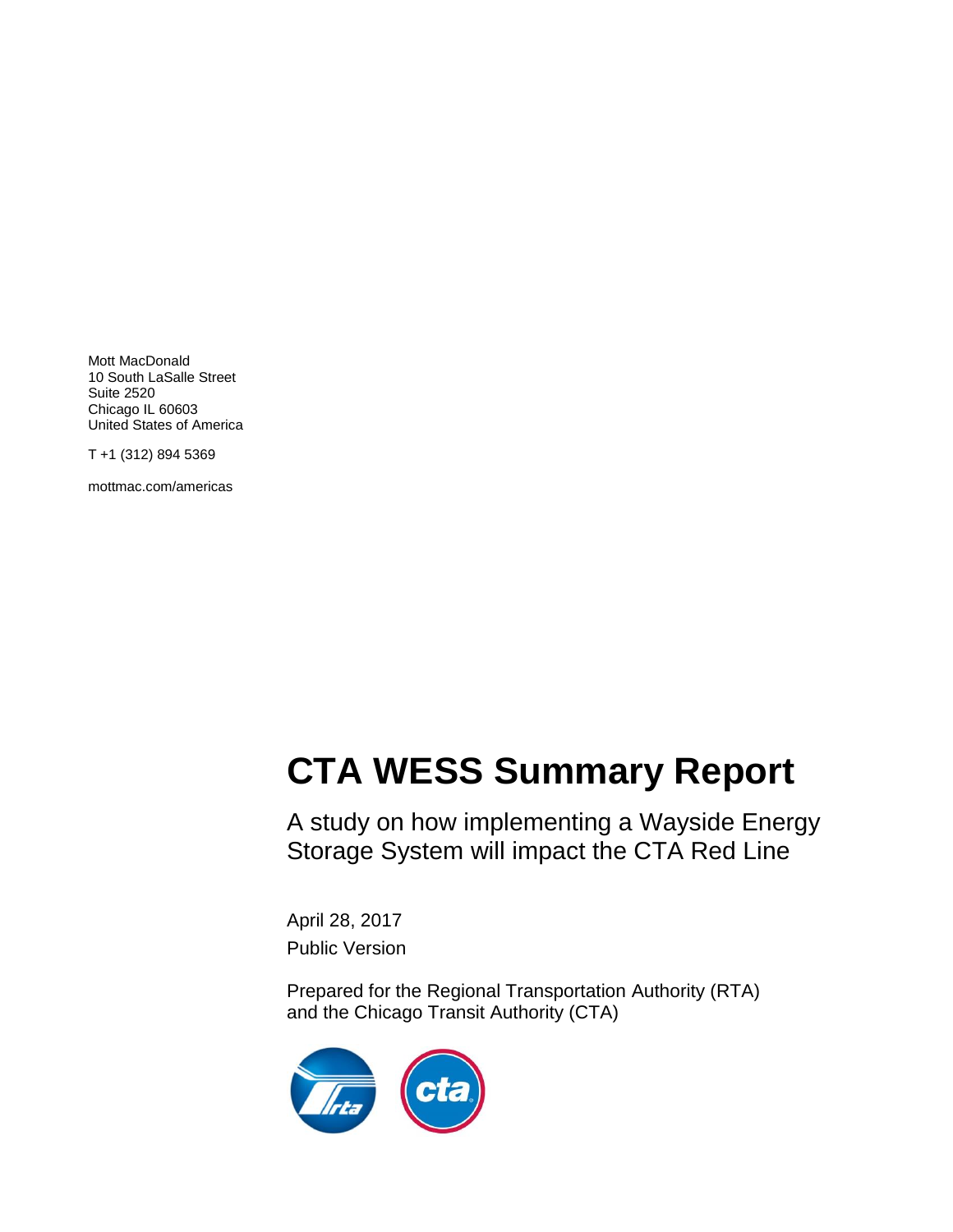Mott MacDonald
10 South LaSalle Street
Suite 2520
Chicago IL 60603
United States of America

T +1 (312) 894 5369

mottmac.com/americas

# CTA WESS Summary Report

A study on how implementing a Wayside Energy Storage System will impact the CTA Red Line

April 28, 2017

Public Version

Prepared for the Regional Transportation Authority (RTA) and the Chicago Transit Authority (CTA)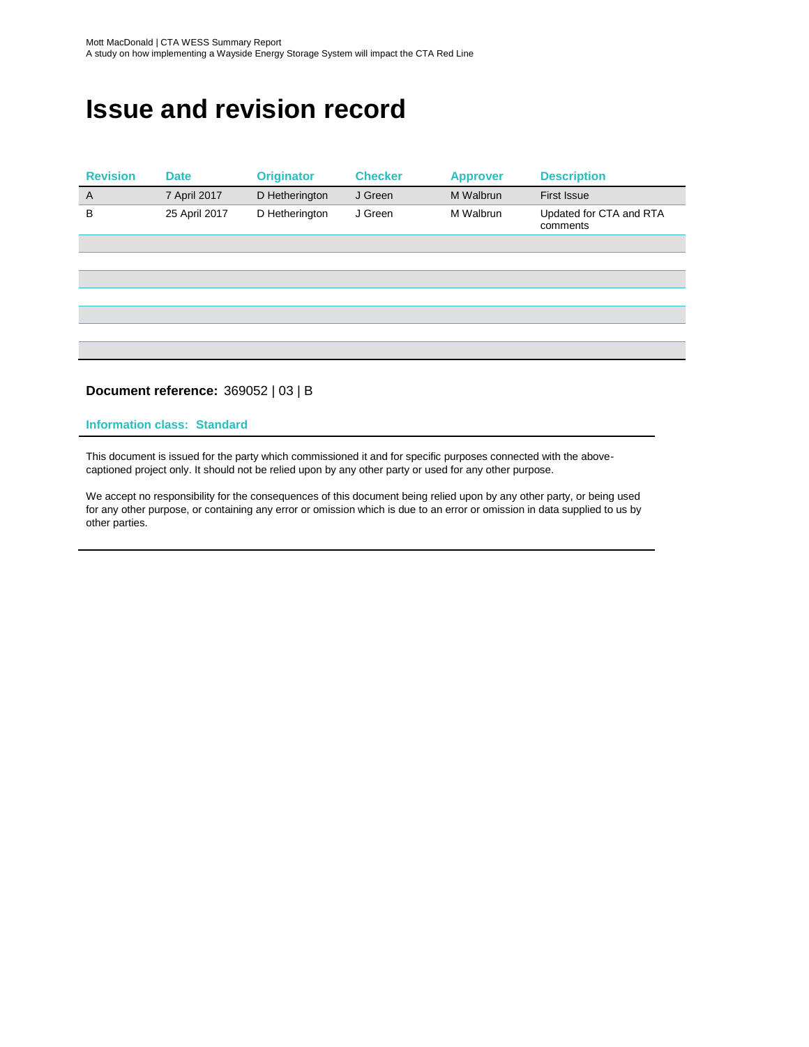# Issue and revision record

| Revision | Date | Originator | Checker | Approver | Description |
|---|---|---|---|---|---|
| A | 7 April 2017 | D Hetherington | J Green | M Walbrun | First Issue |
| B | 25 April 2017 | D Hetherington | J Green | M Walbrun | Updated for CTA and RTA comments |

**Document reference:** 369052 | 03 | B

**Information class: Standard**

This document is issued for the party which commissioned it and for specific purposes connected with the above-captioned project only. It should not be relied upon by any other party or used for any other purpose.

We accept no responsibility for the consequences of this document being relied upon by any other party, or being used for any other purpose, or containing any error or omission which is due to an error or omission in data supplied to us by other parties.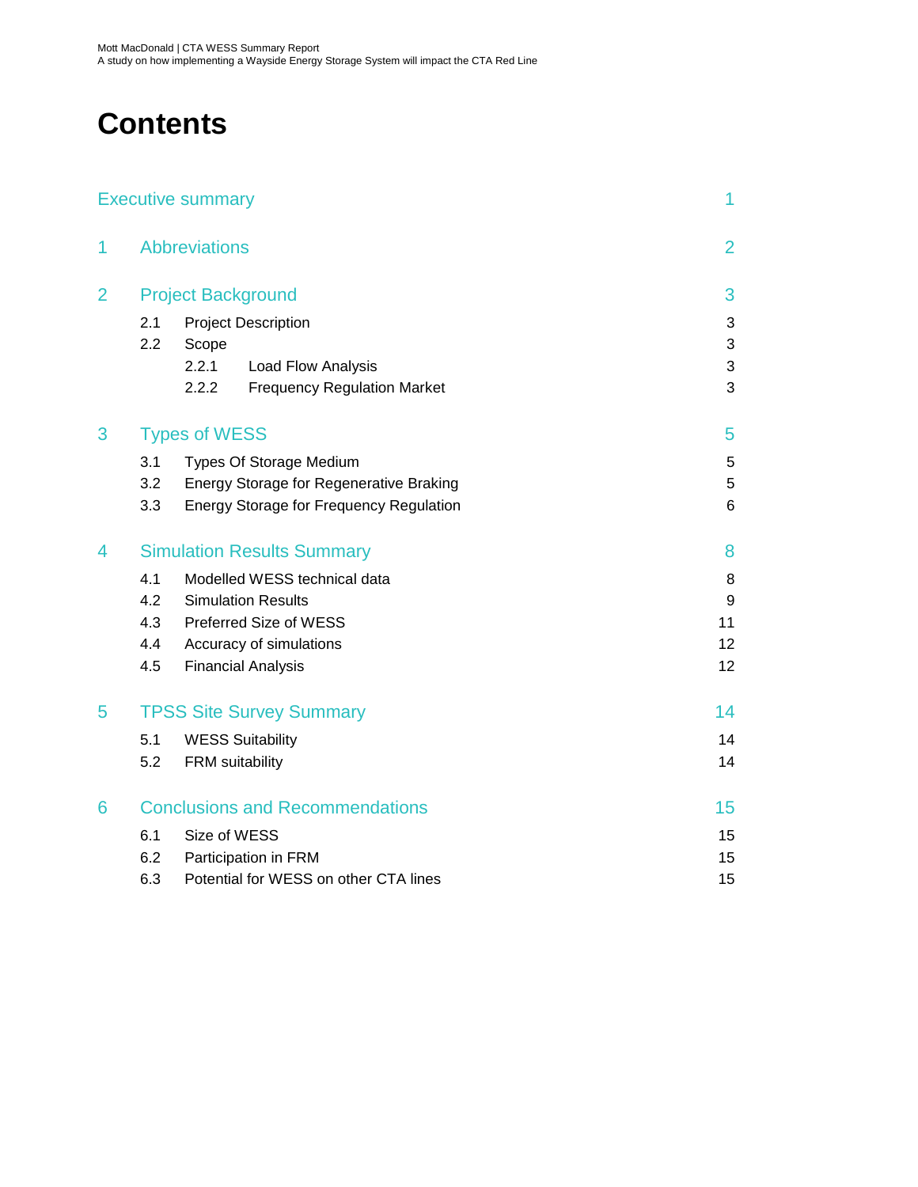# Contents

| | |
|---|---|
| Executive summary | 1 |
| 1 Abbreviations | 2 |
| 2 Project Background | 3 |
| 2.1 Project Description | 3 |
| 2.2 Scope | 3 |
| 2.2.1 Load Flow Analysis | 3 |
| 2.2.2 Frequency Regulation Market | 3 |
| 3 Types of WESS | 5 |
| 3.1 Types Of Storage Medium | 5 |
| 3.2 Energy Storage for Regenerative Braking | 5 |
| 3.3 Energy Storage for Frequency Regulation | 6 |
| 4 Simulation Results Summary | 8 |
| 4.1 Modelled WESS technical data | 8 |
| 4.2 Simulation Results | 9 |
| 4.3 Preferred Size of WESS | 11 |
| 4.4 Accuracy of simulations | 12 |
| 4.5 Financial Analysis | 12 |
| 5 TPSS Site Survey Summary | 14 |
| 5.1 WESS Suitability | 14 |
| 5.2 FRM suitability | 14 |
| 6 Conclusions and Recommendations | 15 |
| 6.1 Size of WESS | 15 |
| 6.2 Participation in FRM | 15 |
| 6.3 Potential for WESS on other CTA lines | 15 |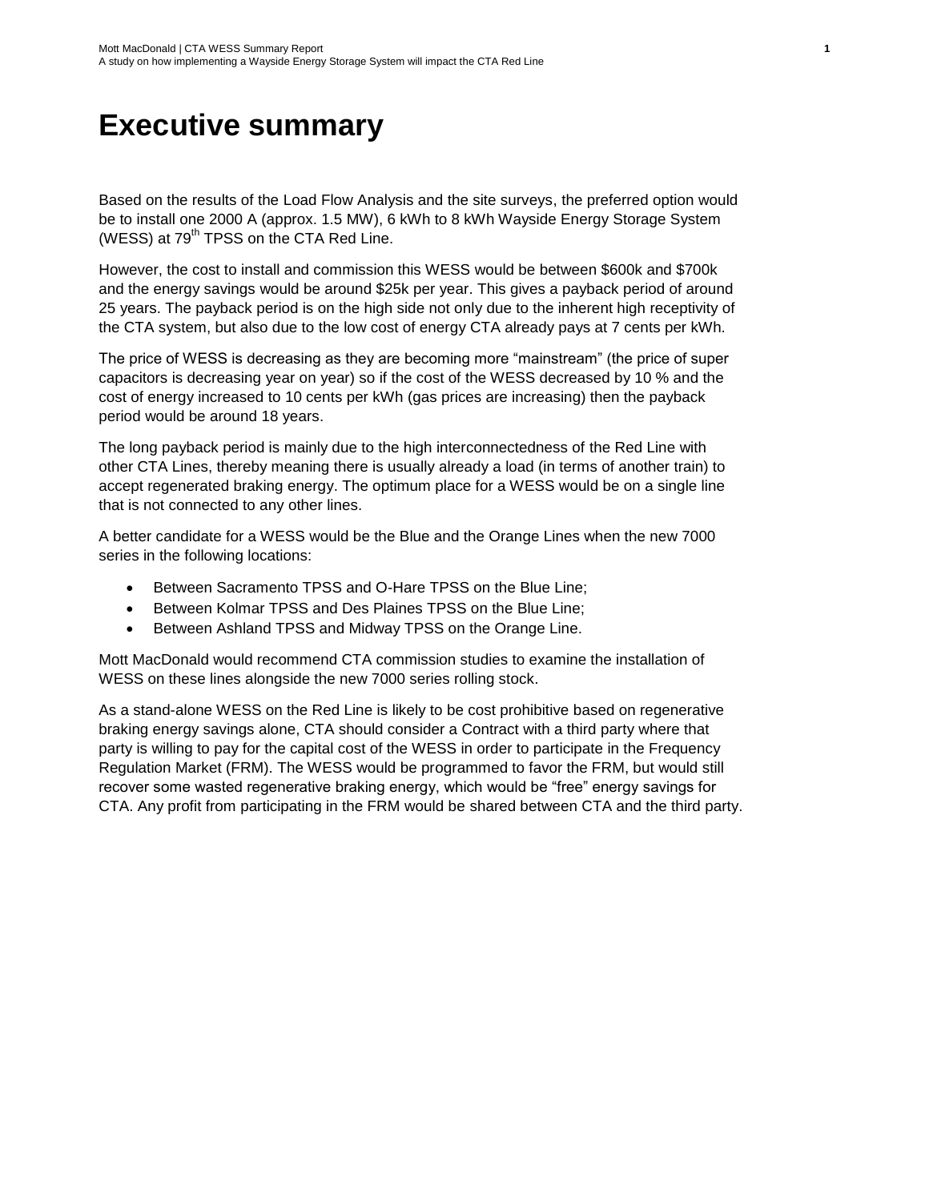# Executive summary

Based on the results of the Load Flow Analysis and the site surveys, the preferred option would be to install one 2000 A (approx. 1.5 MW), 6 kWh to 8 kWh Wayside Energy Storage System (WESS) at 79$^{th}$ TPSS on the CTA Red Line.

However, the cost to install and commission this WESS would be between $600k and $700k and the energy savings would be around $25k per year. This gives a payback period of around 25 years. The payback period is on the high side not only due to the inherent high receptivity of the CTA system, but also due to the low cost of energy CTA already pays at 7 cents per kWh.

The price of WESS is decreasing as they are becoming more "mainstream" (the price of super capacitors is decreasing year on year) so if the cost of the WESS decreased by 10 % and the cost of energy increased to 10 cents per kWh (gas prices are increasing) then the payback period would be around 18 years.

The long payback period is mainly due to the high interconnectedness of the Red Line with other CTA Lines, thereby meaning there is usually already a load (in terms of another train) to accept regenerated braking energy. The optimum place for a WESS would be on a single line that is not connected to any other lines.

A better candidate for a WESS would be the Blue and the Orange Lines when the new 7000 series in the following locations:

- Between Sacramento TPSS and O-Hare TPSS on the Blue Line;
- Between Kolmar TPSS and Des Plaines TPSS on the Blue Line;
- Between Ashland TPSS and Midway TPSS on the Orange Line.

Mott MacDonald would recommend CTA commission studies to examine the installation of WESS on these lines alongside the new 7000 series rolling stock.

As a stand-alone WESS on the Red Line is likely to be cost prohibitive based on regenerative braking energy savings alone, CTA should consider a Contract with a third party where that party is willing to pay for the capital cost of the WESS in order to participate in the Frequency Regulation Market (FRM). The WESS would be programmed to favor the FRM, but would still recover some wasted regenerative braking energy, which would be "free" energy savings for CTA. Any profit from participating in the FRM would be shared between CTA and the third party.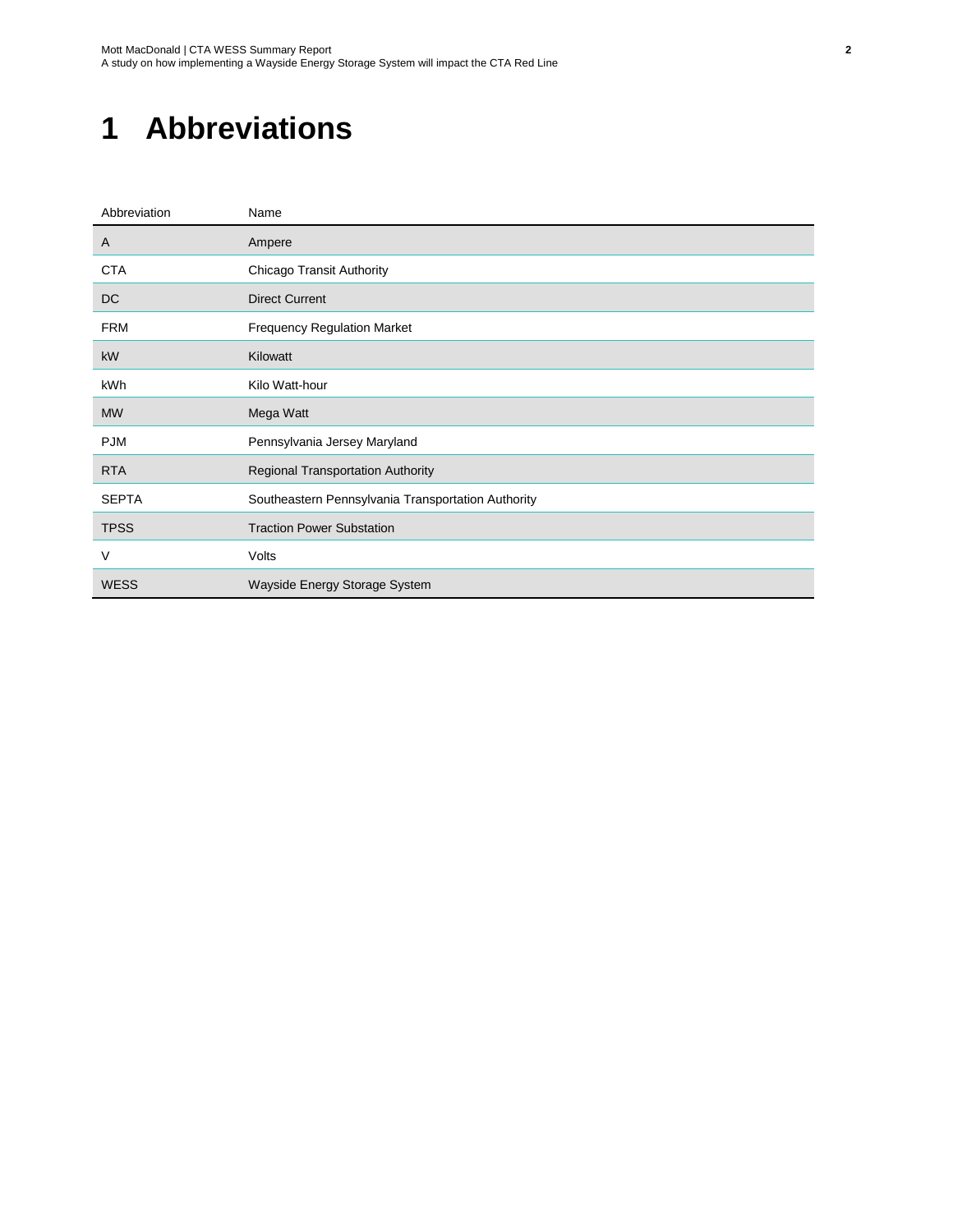# 1 Abbreviations

| Abbreviation | Name |
|---|---|
| A | Ampere |
| CTA | Chicago Transit Authority |
| DC | Direct Current |
| FRM | Frequency Regulation Market |
| kW | Kilowatt |
| kWh | Kilo Watt-hour |
| MW | Mega Watt |
| PJM | Pennsylvania Jersey Maryland |
| RTA | Regional Transportation Authority |
| SEPTA | Southeastern Pennsylvania Transportation Authority |
| TPSS | Traction Power Substation |
| V | Volts |
| WESS | Wayside Energy Storage System |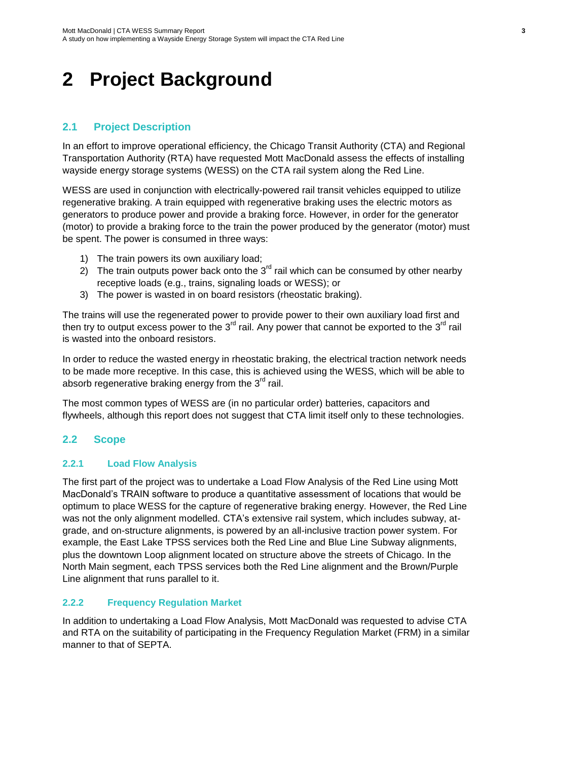# 2 Project Background

## 2.1 Project Description

In an effort to improve operational efficiency, the Chicago Transit Authority (CTA) and Regional Transportation Authority (RTA) have requested Mott MacDonald assess the effects of installing wayside energy storage systems (WESS) on the CTA rail system along the Red Line.

WESS are used in conjunction with electrically-powered rail transit vehicles equipped to utilize regenerative braking. A train equipped with regenerative braking uses the electric motors as generators to produce power and provide a braking force. However, in order for the generator (motor) to provide a braking force to the train the power produced by the generator (motor) must be spent. The power is consumed in three ways:

1) The train powers its own auxiliary load;
2) The train outputs power back onto the 3rd rail which can be consumed by other nearby receptive loads (e.g., trains, signaling loads or WESS); or
3) The power is wasted in on board resistors (rheostatic braking).

The trains will use the regenerated power to provide power to their own auxiliary load first and then try to output excess power to the 3rd rail. Any power that cannot be exported to the 3rd rail is wasted into the onboard resistors.

In order to reduce the wasted energy in rheostatic braking, the electrical traction network needs to be made more receptive. In this case, this is achieved using the WESS, which will be able to absorb regenerative braking energy from the 3rd rail.

The most common types of WESS are (in no particular order) batteries, capacitors and flywheels, although this report does not suggest that CTA limit itself only to these technologies.

## 2.2 Scope

### 2.2.1 Load Flow Analysis

The first part of the project was to undertake a Load Flow Analysis of the Red Line using Mott MacDonald's TRAIN software to produce a quantitative assessment of locations that would be optimum to place WESS for the capture of regenerative braking energy. However, the Red Line was not the only alignment modelled. CTA's extensive rail system, which includes subway, at-grade, and on-structure alignments, is powered by an all-inclusive traction power system. For example, the East Lake TPSS services both the Red Line and Blue Line Subway alignments, plus the downtown Loop alignment located on structure above the streets of Chicago. In the North Main segment, each TPSS services both the Red Line alignment and the Brown/Purple Line alignment that runs parallel to it.

### 2.2.2 Frequency Regulation Market

In addition to undertaking a Load Flow Analysis, Mott MacDonald was requested to advise CTA and RTA on the suitability of participating in the Frequency Regulation Market (FRM) in a similar manner to that of SEPTA.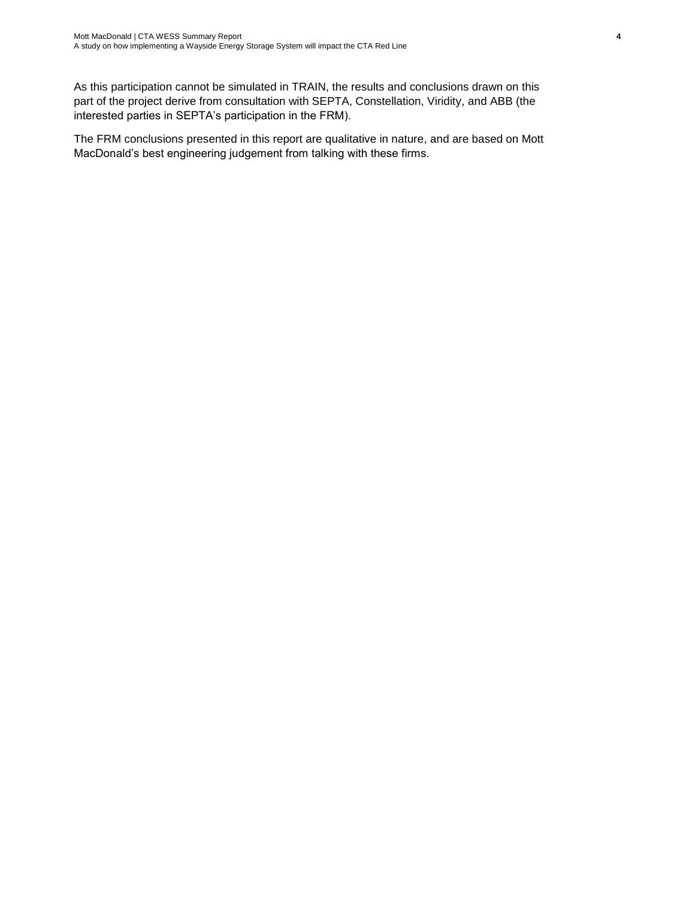As this participation cannot be simulated in TRAIN, the results and conclusions drawn on this part of the project derive from consultation with SEPTA, Constellation, Viridity, and ABB (the interested parties in SEPTA's participation in the FRM).

The FRM conclusions presented in this report are qualitative in nature, and are based on Mott MacDonald's best engineering judgement from talking with these firms.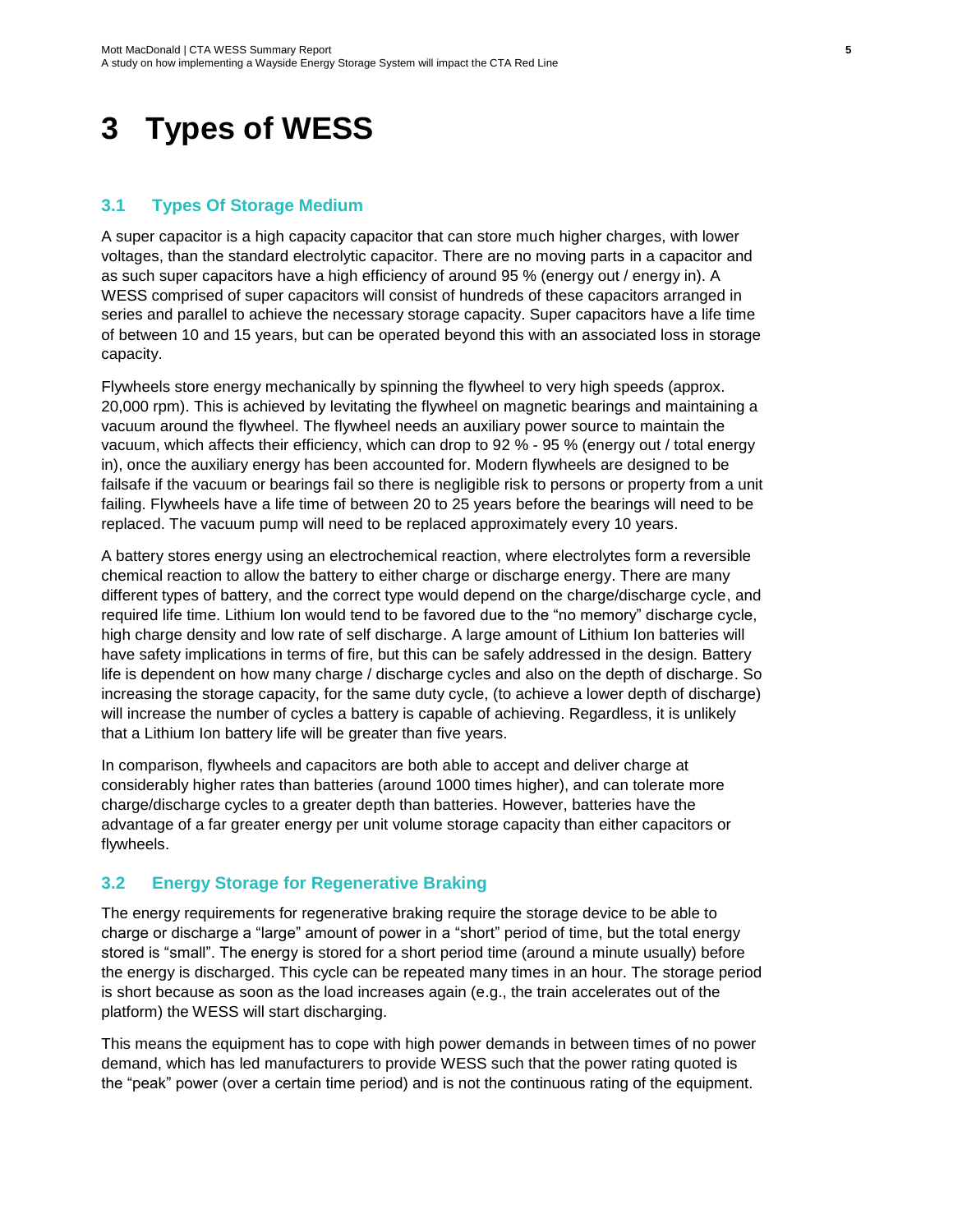# 3 Types of WESS

## 3.1 Types Of Storage Medium

A super capacitor is a high capacity capacitor that can store much higher charges, with lower voltages, than the standard electrolytic capacitor. There are no moving parts in a capacitor and as such super capacitors have a high efficiency of around 95 % (energy out / energy in). A WESS comprised of super capacitors will consist of hundreds of these capacitors arranged in series and parallel to achieve the necessary storage capacity. Super capacitors have a life time of between 10 and 15 years, but can be operated beyond this with an associated loss in storage capacity.

Flywheels store energy mechanically by spinning the flywheel to very high speeds (approx. 20,000 rpm). This is achieved by levitating the flywheel on magnetic bearings and maintaining a vacuum around the flywheel. The flywheel needs an auxiliary power source to maintain the vacuum, which affects their efficiency, which can drop to 92 % - 95 % (energy out / total energy in), once the auxiliary energy has been accounted for. Modern flywheels are designed to be failsafe if the vacuum or bearings fail so there is negligible risk to persons or property from a unit failing. Flywheels have a life time of between 20 to 25 years before the bearings will need to be replaced. The vacuum pump will need to be replaced approximately every 10 years.

A battery stores energy using an electrochemical reaction, where electrolytes form a reversible chemical reaction to allow the battery to either charge or discharge energy. There are many different types of battery, and the correct type would depend on the charge/discharge cycle, and required life time. Lithium Ion would tend to be favored due to the “no memory” discharge cycle, high charge density and low rate of self discharge. A large amount of Lithium Ion batteries will have safety implications in terms of fire, but this can be safely addressed in the design. Battery life is dependent on how many charge / discharge cycles and also on the depth of discharge. So increasing the storage capacity, for the same duty cycle, (to achieve a lower depth of discharge) will increase the number of cycles a battery is capable of achieving. Regardless, it is unlikely that a Lithium Ion battery life will be greater than five years.

In comparison, flywheels and capacitors are both able to accept and deliver charge at considerably higher rates than batteries (around 1000 times higher), and can tolerate more charge/discharge cycles to a greater depth than batteries. However, batteries have the advantage of a far greater energy per unit volume storage capacity than either capacitors or flywheels.

## 3.2 Energy Storage for Regenerative Braking

The energy requirements for regenerative braking require the storage device to be able to charge or discharge a “large” amount of power in a “short” period of time, but the total energy stored is “small”. The energy is stored for a short period time (around a minute usually) before the energy is discharged. This cycle can be repeated many times in an hour. The storage period is short because as soon as the load increases again (e.g., the train accelerates out of the platform) the WESS will start discharging.

This means the equipment has to cope with high power demands in between times of no power demand, which has led manufacturers to provide WESS such that the power rating quoted is the “peak” power (over a certain time period) and is not the continuous rating of the equipment.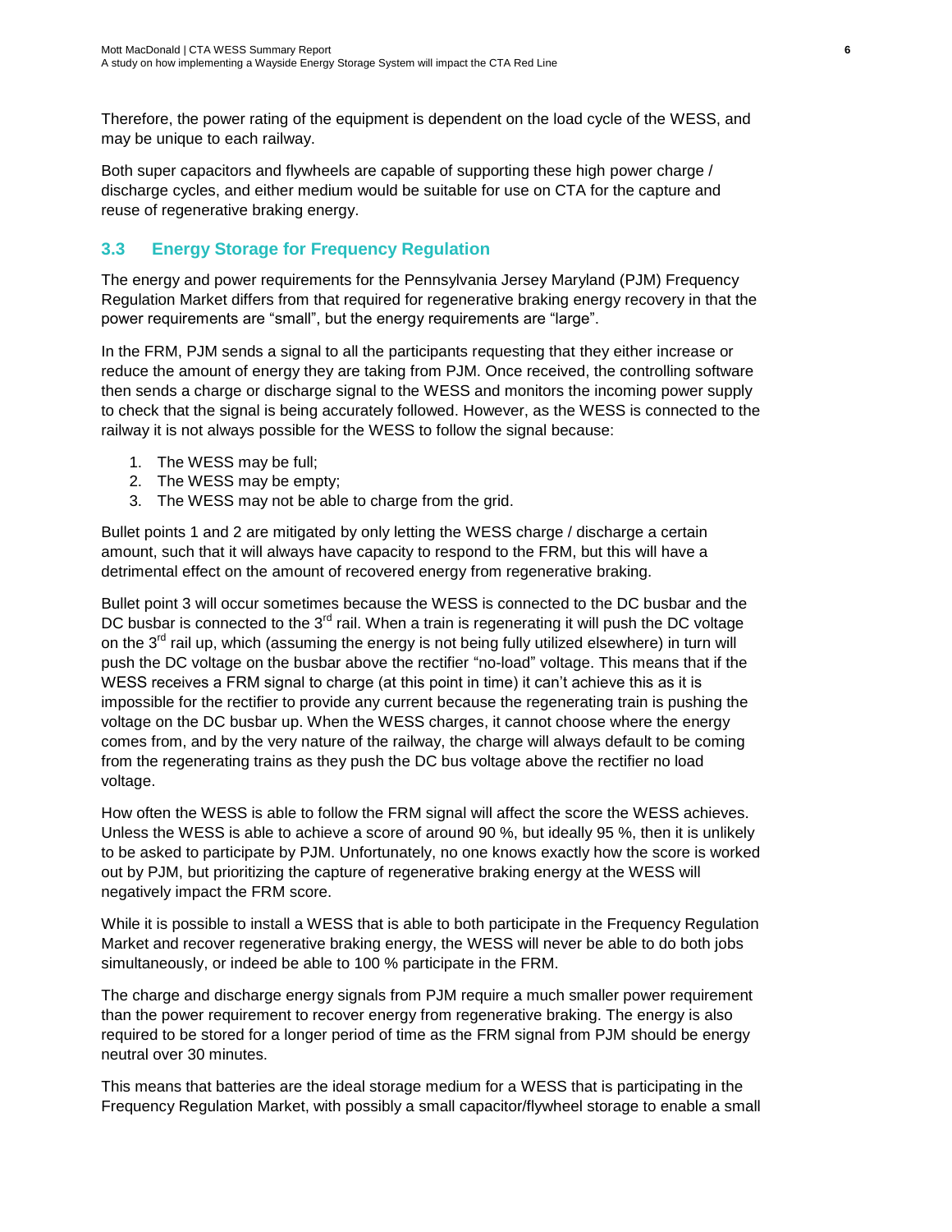Therefore, the power rating of the equipment is dependent on the load cycle of the WESS, and may be unique to each railway.

Both super capacitors and flywheels are capable of supporting these high power charge / discharge cycles, and either medium would be suitable for use on CTA for the capture and reuse of regenerative braking energy.

## 3.3 Energy Storage for Frequency Regulation

The energy and power requirements for the Pennsylvania Jersey Maryland (PJM) Frequency Regulation Market differs from that required for regenerative braking energy recovery in that the power requirements are "small", but the energy requirements are "large".

In the FRM, PJM sends a signal to all the participants requesting that they either increase or reduce the amount of energy they are taking from PJM. Once received, the controlling software then sends a charge or discharge signal to the WESS and monitors the incoming power supply to check that the signal is being accurately followed. However, as the WESS is connected to the railway it is not always possible for the WESS to follow the signal because:

1. The WESS may be full;
2. The WESS may be empty;
3. The WESS may not be able to charge from the grid.

Bullet points 1 and 2 are mitigated by only letting the WESS charge / discharge a certain amount, such that it will always have capacity to respond to the FRM, but this will have a detrimental effect on the amount of recovered energy from regenerative braking.

Bullet point 3 will occur sometimes because the WESS is connected to the DC busbar and the DC busbar is connected to the 3rd rail. When a train is regenerating it will push the DC voltage on the 3rd rail up, which (assuming the energy is not being fully utilized elsewhere) in turn will push the DC voltage on the busbar above the rectifier "no-load" voltage. This means that if the WESS receives a FRM signal to charge (at this point in time) it can't achieve this as it is impossible for the rectifier to provide any current because the regenerating train is pushing the voltage on the DC busbar up. When the WESS charges, it cannot choose where the energy comes from, and by the very nature of the railway, the charge will always default to be coming from the regenerating trains as they push the DC bus voltage above the rectifier no load voltage.

How often the WESS is able to follow the FRM signal will affect the score the WESS achieves. Unless the WESS is able to achieve a score of around 90 %, but ideally 95 %, then it is unlikely to be asked to participate by PJM. Unfortunately, no one knows exactly how the score is worked out by PJM, but prioritizing the capture of regenerative braking energy at the WESS will negatively impact the FRM score.

While it is possible to install a WESS that is able to both participate in the Frequency Regulation Market and recover regenerative braking energy, the WESS will never be able to do both jobs simultaneously, or indeed be able to 100 % participate in the FRM.

The charge and discharge energy signals from PJM require a much smaller power requirement than the power requirement to recover energy from regenerative braking. The energy is also required to be stored for a longer period of time as the FRM signal from PJM should be energy neutral over 30 minutes.

This means that batteries are the ideal storage medium for a WESS that is participating in the Frequency Regulation Market, with possibly a small capacitor/flywheel storage to enable a small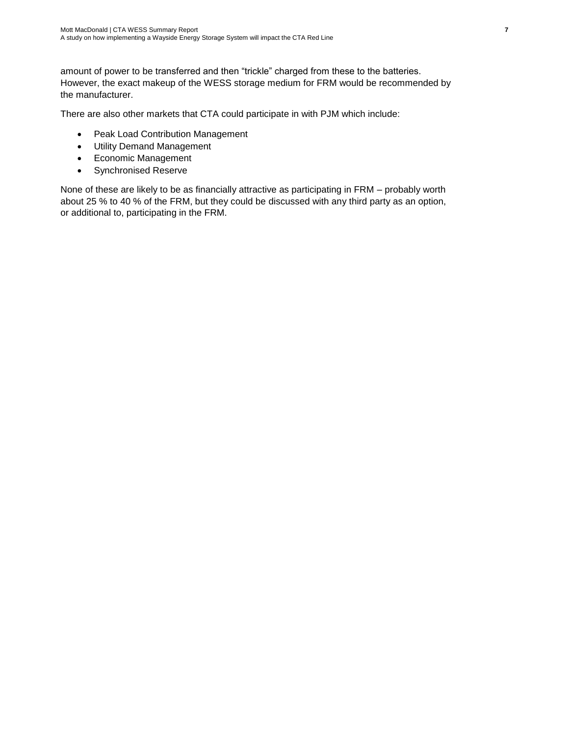amount of power to be transferred and then “trickle” charged from these to the batteries. However, the exact makeup of the WESS storage medium for FRM would be recommended by the manufacturer.

There are also other markets that CTA could participate in with PJM which include:

- Peak Load Contribution Management
- Utility Demand Management
- Economic Management
- Synchronised Reserve

None of these are likely to be as financially attractive as participating in FRM – probably worth about 25 % to 40 % of the FRM, but they could be discussed with any third party as an option, or additional to, participating in the FRM.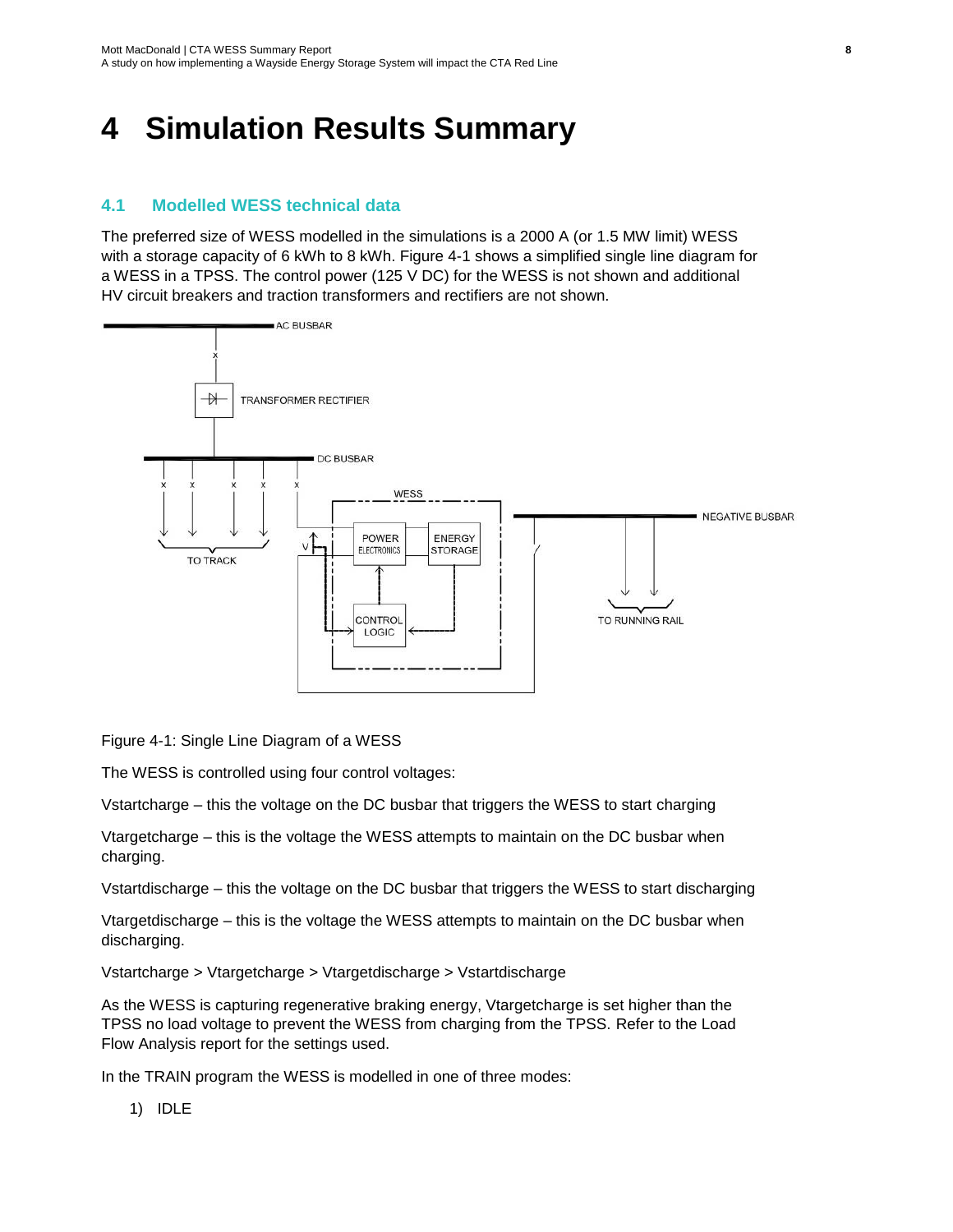# 4 Simulation Results Summary

## 4.1 Modelled WESS technical data

The preferred size of WESS modelled in the simulations is a 2000 A (or 1.5 MW limit) WESS with a storage capacity of 6 kWh to 8 kWh. Figure 4-1 shows a simplified single line diagram for a WESS in a TPSS. The control power (125 V DC) for the WESS is not shown and additional HV circuit breakers and traction transformers and rectifiers are not shown.

Figure 4-1: Single Line Diagram of a WESS

The WESS is controlled using four control voltages:

Vstartcharge – this the voltage on the DC busbar that triggers the WESS to start charging

Vtargetcharge – this is the voltage the WESS attempts to maintain on the DC busbar when charging.

Vstartdischarge – this the voltage on the DC busbar that triggers the WESS to start discharging

Vtargetdischarge – this is the voltage the WESS attempts to maintain on the DC busbar when discharging.

Vstartcharge > Vtargetcharge > Vtargetdischarge > Vstartdischarge

As the WESS is capturing regenerative braking energy, Vtargetcharge is set higher than the TPSS no load voltage to prevent the WESS from charging from the TPSS. Refer to the Load Flow Analysis report for the settings used.

In the TRAIN program the WESS is modelled in one of three modes:

1) IDLE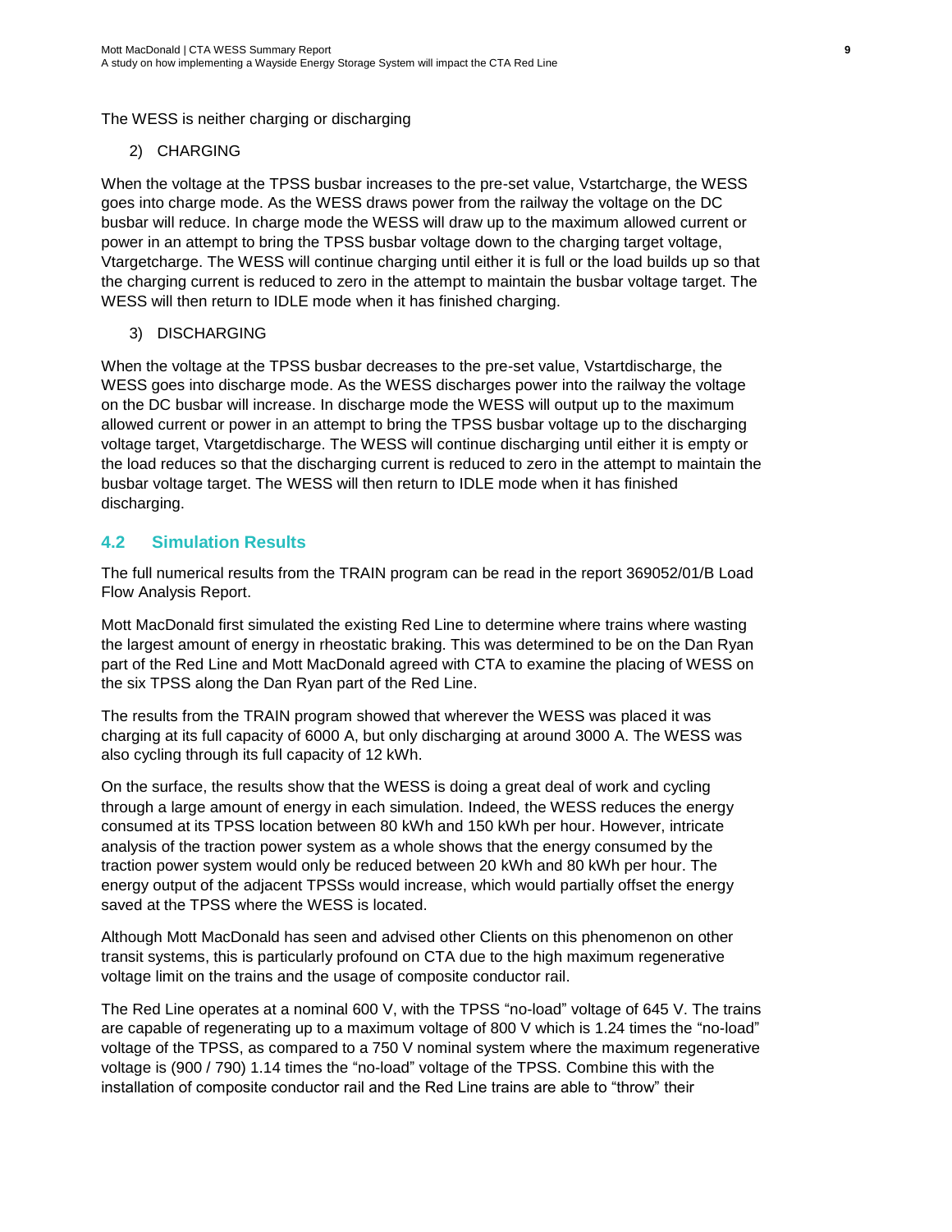The WESS is neither charging or discharging

2) CHARGING

When the voltage at the TPSS busbar increases to the pre-set value, Vstartcharge, the WESS goes into charge mode. As the WESS draws power from the railway the voltage on the DC busbar will reduce. In charge mode the WESS will draw up to the maximum allowed current or power in an attempt to bring the TPSS busbar voltage down to the charging target voltage, Vtargetcharge. The WESS will continue charging until either it is full or the load builds up so that the charging current is reduced to zero in the attempt to maintain the busbar voltage target. The WESS will then return to IDLE mode when it has finished charging.

3) DISCHARGING

When the voltage at the TPSS busbar decreases to the pre-set value, Vstartdischarge, the WESS goes into discharge mode. As the WESS discharges power into the railway the voltage on the DC busbar will increase. In discharge mode the WESS will output up to the maximum allowed current or power in an attempt to bring the TPSS busbar voltage up to the discharging voltage target, Vtargetdischarge. The WESS will continue discharging until either it is empty or the load reduces so that the discharging current is reduced to zero in the attempt to maintain the busbar voltage target. The WESS will then return to IDLE mode when it has finished discharging.

## 4.2 Simulation Results

The full numerical results from the TRAIN program can be read in the report 369052/01/B Load Flow Analysis Report.

Mott MacDonald first simulated the existing Red Line to determine where trains where wasting the largest amount of energy in rheostatic braking. This was determined to be on the Dan Ryan part of the Red Line and Mott MacDonald agreed with CTA to examine the placing of WESS on the six TPSS along the Dan Ryan part of the Red Line.

The results from the TRAIN program showed that wherever the WESS was placed it was charging at its full capacity of 6000 A, but only discharging at around 3000 A. The WESS was also cycling through its full capacity of 12 kWh.

On the surface, the results show that the WESS is doing a great deal of work and cycling through a large amount of energy in each simulation. Indeed, the WESS reduces the energy consumed at its TPSS location between 80 kWh and 150 kWh per hour. However, intricate analysis of the traction power system as a whole shows that the energy consumed by the traction power system would only be reduced between 20 kWh and 80 kWh per hour. The energy output of the adjacent TPSSs would increase, which would partially offset the energy saved at the TPSS where the WESS is located.

Although Mott MacDonald has seen and advised other Clients on this phenomenon on other transit systems, this is particularly profound on CTA due to the high maximum regenerative voltage limit on the trains and the usage of composite conductor rail.

The Red Line operates at a nominal 600 V, with the TPSS "no-load" voltage of 645 V. The trains are capable of regenerating up to a maximum voltage of 800 V which is 1.24 times the "no-load" voltage of the TPSS, as compared to a 750 V nominal system where the maximum regenerative voltage is (900 / 790) 1.14 times the "no-load" voltage of the TPSS. Combine this with the installation of composite conductor rail and the Red Line trains are able to "throw" their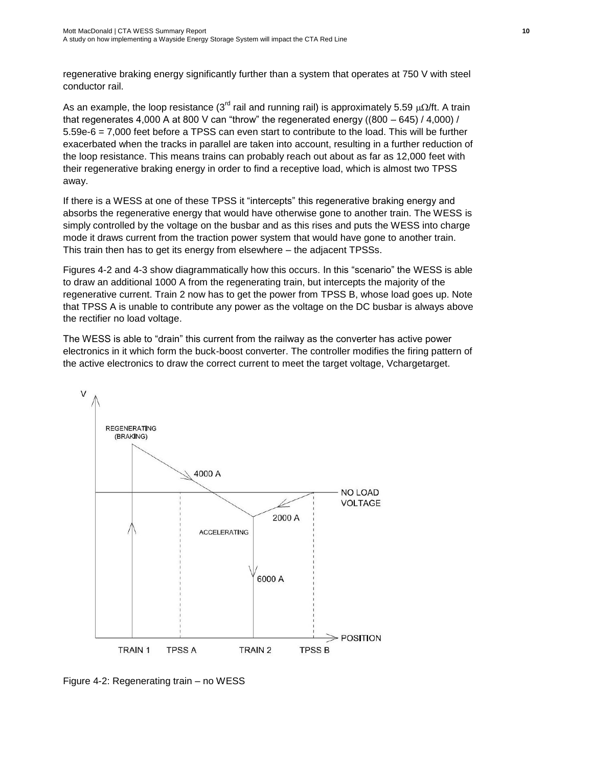regenerative braking energy significantly further than a system that operates at 750 V with steel conductor rail.

As an example, the loop resistance (3rd rail and running rail) is approximately 5.59 $\mu\Omega$/ft. A train that regenerates 4,000 A at 800 V can "throw" the regenerated energy ((800 – 645) / 4,000) / 5.59e-6 = 7,000 feet before a TPSS can even start to contribute to the load. This will be further exacerbated when the tracks in parallel are taken into account, resulting in a further reduction of the loop resistance. This means trains can probably reach out about as far as 12,000 feet with their regenerative braking energy in order to find a receptive load, which is almost two TPSS away.

If there is a WESS at one of these TPSS it "intercepts" this regenerative braking energy and absorbs the regenerative energy that would have otherwise gone to another train. The WESS is simply controlled by the voltage on the busbar and as this rises and puts the WESS into charge mode it draws current from the traction power system that would have gone to another train. This train then has to get its energy from elsewhere – the adjacent TPSSs.

Figures 4-2 and 4-3 show diagrammatically how this occurs. In this "scenario" the WESS is able to draw an additional 1000 A from the regenerating train, but intercepts the majority of the regenerative current. Train 2 now has to get the power from TPSS B, whose load goes up. Note that TPSS A is unable to contribute any power as the voltage on the DC busbar is always above the rectifier no load voltage.

The WESS is able to "drain" this current from the railway as the converter has active power electronics in it which form the buck-boost converter. The controller modifies the firing pattern of the active electronics to draw the correct current to meet the target voltage, Vchargetarget.

Figure 4-2: Regenerating train – no WESS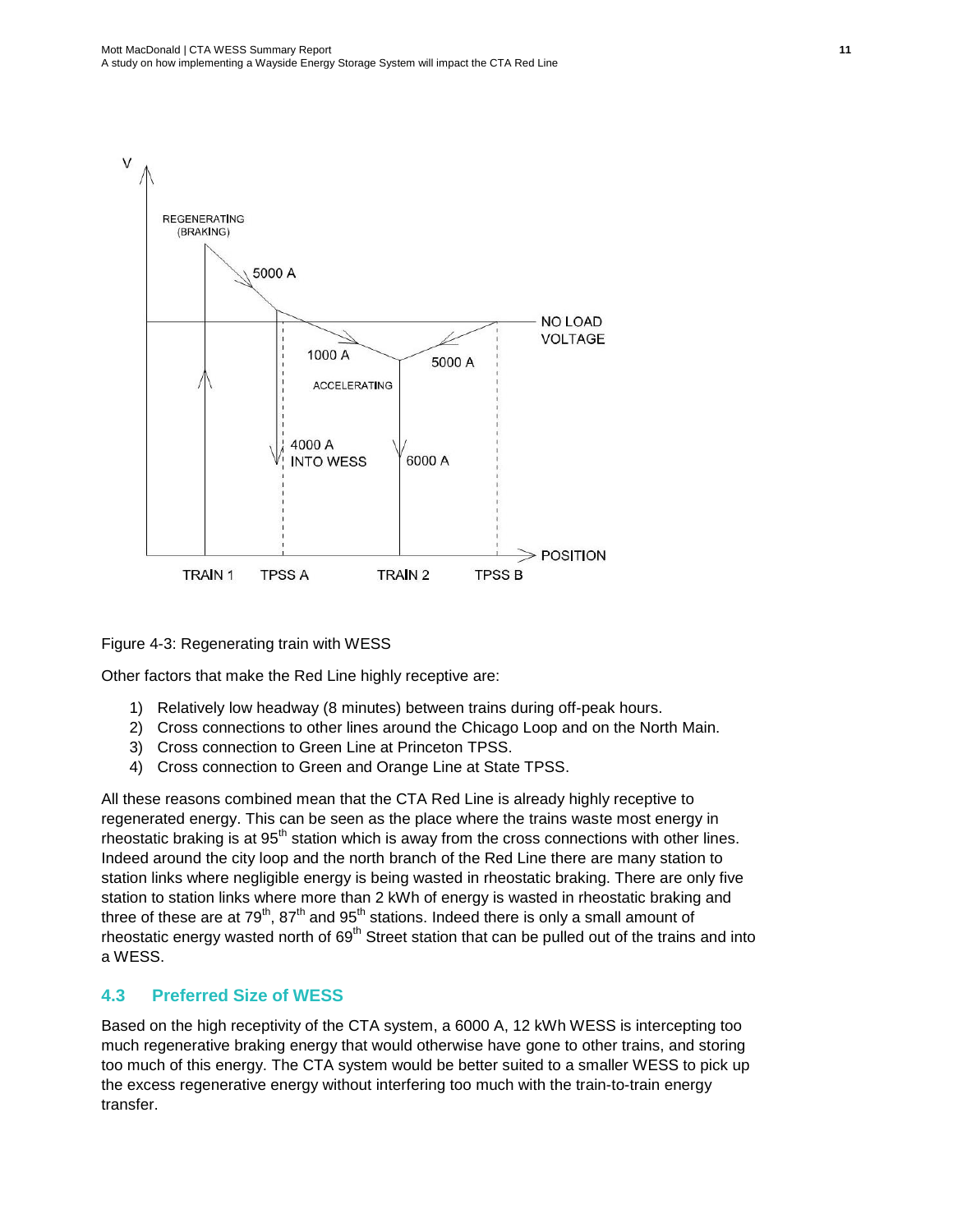Figure 4-3: Regenerating train with WESS

Other factors that make the Red Line highly receptive are:

1) Relatively low headway (8 minutes) between trains during off-peak hours.
2) Cross connections to other lines around the Chicago Loop and on the North Main.
3) Cross connection to Green Line at Princeton TPSS.
4) Cross connection to Green and Orange Line at State TPSS.

All these reasons combined mean that the CTA Red Line is already highly receptive to regenerated energy. This can be seen as the place where the trains waste most energy in rheostatic braking is at 95th station which is away from the cross connections with other lines. Indeed around the city loop and the north branch of the Red Line there are many station to station links where negligible energy is being wasted in rheostatic braking. There are only five station to station links where more than 2 kWh of energy is wasted in rheostatic braking and three of these are at 79th, 87th and 95th stations. Indeed there is only a small amount of rheostatic energy wasted north of 69th Street station that can be pulled out of the trains and into a WESS.

## 4.3 Preferred Size of WESS

Based on the high receptivity of the CTA system, a 6000 A, 12 kWh WESS is intercepting too much regenerative braking energy that would otherwise have gone to other trains, and storing too much of this energy. The CTA system would be better suited to a smaller WESS to pick up the excess regenerative energy without interfering too much with the train-to-train energy transfer.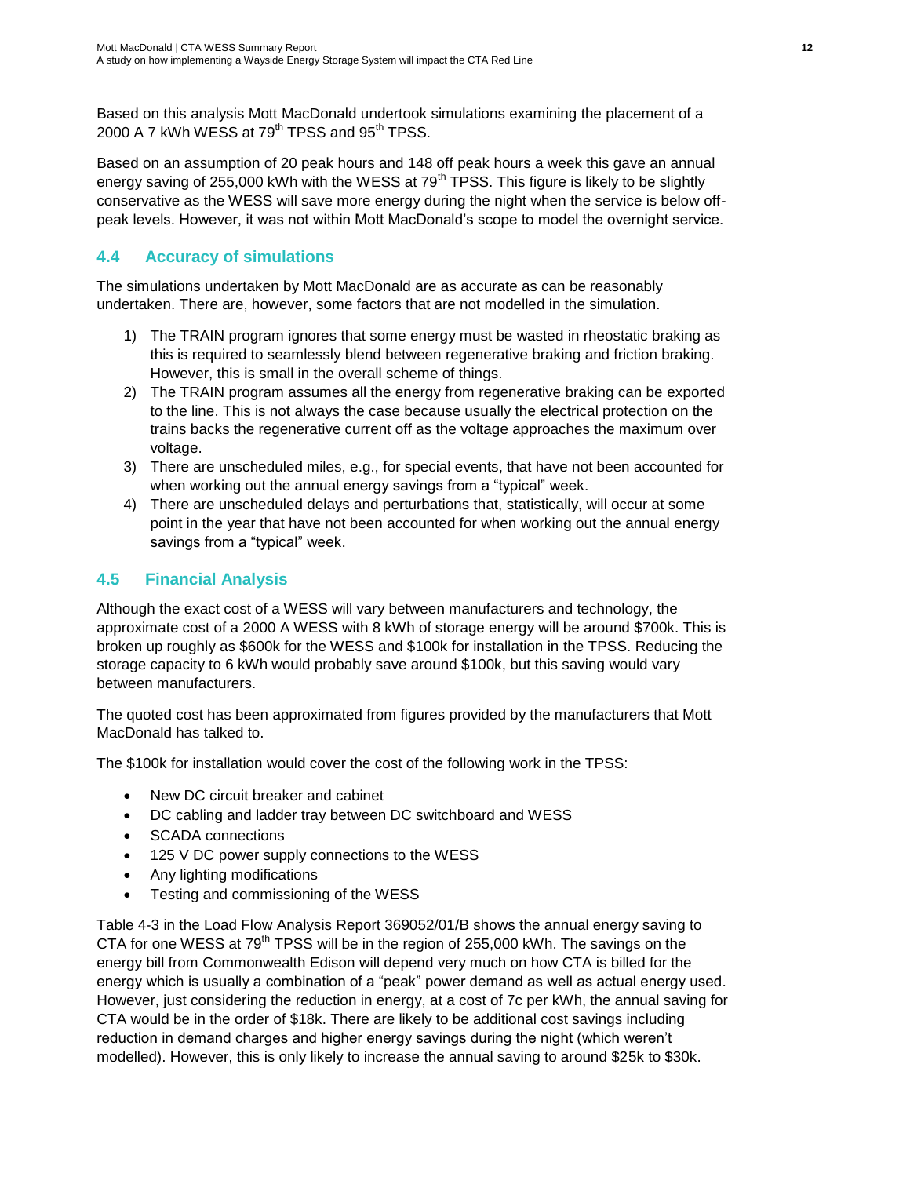Based on this analysis Mott MacDonald undertook simulations examining the placement of a 2000 A 7 kWh WESS at 79th TPSS and 95th TPSS.

Based on an assumption of 20 peak hours and 148 off peak hours a week this gave an annual energy saving of 255,000 kWh with the WESS at 79th TPSS. This figure is likely to be slightly conservative as the WESS will save more energy during the night when the service is below off-peak levels. However, it was not within Mott MacDonald's scope to model the overnight service.

## 4.4 Accuracy of simulations

The simulations undertaken by Mott MacDonald are as accurate as can be reasonably undertaken. There are, however, some factors that are not modelled in the simulation.

1) The TRAIN program ignores that some energy must be wasted in rheostatic braking as this is required to seamlessly blend between regenerative braking and friction braking. However, this is small in the overall scheme of things.
2) The TRAIN program assumes all the energy from regenerative braking can be exported to the line. This is not always the case because usually the electrical protection on the trains backs the regenerative current off as the voltage approaches the maximum over voltage.
3) There are unscheduled miles, e.g., for special events, that have not been accounted for when working out the annual energy savings from a "typical" week.
4) There are unscheduled delays and perturbations that, statistically, will occur at some point in the year that have not been accounted for when working out the annual energy savings from a "typical" week.

## 4.5 Financial Analysis

Although the exact cost of a WESS will vary between manufacturers and technology, the approximate cost of a 2000 A WESS with 8 kWh of storage energy will be around $700k. This is broken up roughly as $600k for the WESS and $100k for installation in the TPSS. Reducing the storage capacity to 6 kWh would probably save around $100k, but this saving would vary between manufacturers.

The quoted cost has been approximated from figures provided by the manufacturers that Mott MacDonald has talked to.

The $100k for installation would cover the cost of the following work in the TPSS:

- New DC circuit breaker and cabinet
- DC cabling and ladder tray between DC switchboard and WESS
- SCADA connections
- 125 V DC power supply connections to the WESS
- Any lighting modifications
- Testing and commissioning of the WESS

Table 4-3 in the Load Flow Analysis Report 369052/01/B shows the annual energy saving to CTA for one WESS at 79th TPSS will be in the region of 255,000 kWh. The savings on the energy bill from Commonwealth Edison will depend very much on how CTA is billed for the energy which is usually a combination of a "peak" power demand as well as actual energy used. However, just considering the reduction in energy, at a cost of 7c per kWh, the annual saving for CTA would be in the order of $18k. There are likely to be additional cost savings including reduction in demand charges and higher energy savings during the night (which weren't modelled). However, this is only likely to increase the annual saving to around $25k to $30k.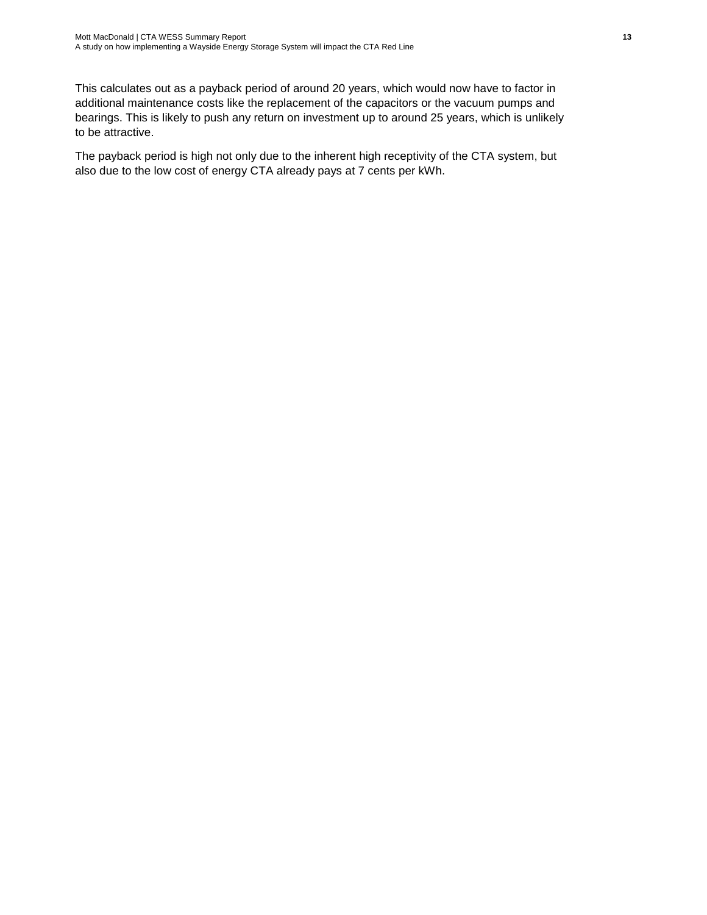This calculates out as a payback period of around 20 years, which would now have to factor in additional maintenance costs like the replacement of the capacitors or the vacuum pumps and bearings. This is likely to push any return on investment up to around 25 years, which is unlikely to be attractive.

The payback period is high not only due to the inherent high receptivity of the CTA system, but also due to the low cost of energy CTA already pays at 7 cents per kWh.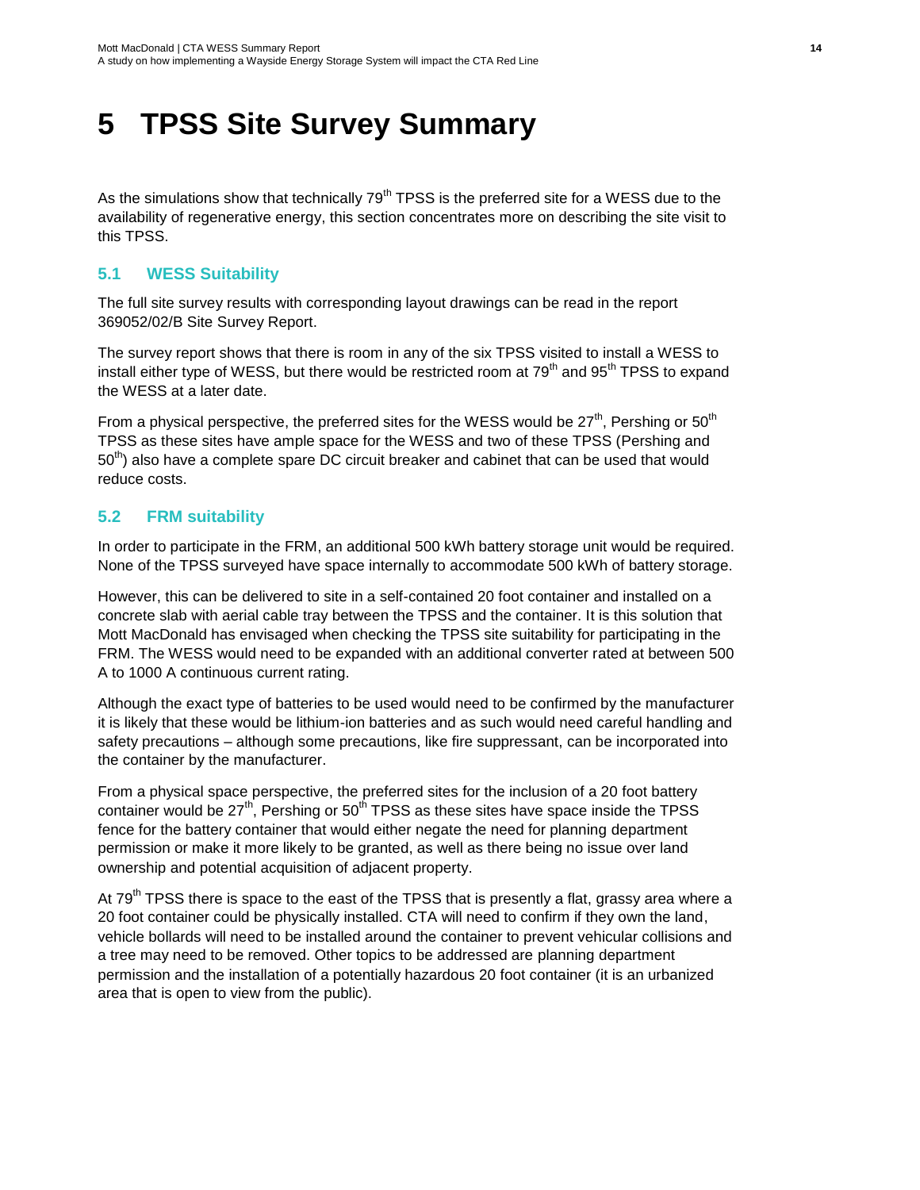# 5 TPSS Site Survey Summary

As the simulations show that technically 79$^{th}$ TPSS is the preferred site for a WESS due to the availability of regenerative energy, this section concentrates more on describing the site visit to this TPSS.

## 5.1 WESS Suitability

The full site survey results with corresponding layout drawings can be read in the report 369052/02/B Site Survey Report.

The survey report shows that there is room in any of the six TPSS visited to install a WESS to install either type of WESS, but there would be restricted room at 79$^{th}$ and 95$^{th}$ TPSS to expand the WESS at a later date.

From a physical perspective, the preferred sites for the WESS would be 27$^{th}$, Pershing or 50$^{th}$ TPSS as these sites have ample space for the WESS and two of these TPSS (Pershing and 50$^{th}$) also have a complete spare DC circuit breaker and cabinet that can be used that would reduce costs.

## 5.2 FRM suitability

In order to participate in the FRM, an additional 500 kWh battery storage unit would be required. None of the TPSS surveyed have space internally to accommodate 500 kWh of battery storage.

However, this can be delivered to site in a self-contained 20 foot container and installed on a concrete slab with aerial cable tray between the TPSS and the container. It is this solution that Mott MacDonald has envisaged when checking the TPSS site suitability for participating in the FRM. The WESS would need to be expanded with an additional converter rated at between 500 A to 1000 A continuous current rating.

Although the exact type of batteries to be used would need to be confirmed by the manufacturer it is likely that these would be lithium-ion batteries and as such would need careful handling and safety precautions – although some precautions, like fire suppressant, can be incorporated into the container by the manufacturer.

From a physical space perspective, the preferred sites for the inclusion of a 20 foot battery container would be 27$^{th}$, Pershing or 50$^{th}$ TPSS as these sites have space inside the TPSS fence for the battery container that would either negate the need for planning department permission or make it more likely to be granted, as well as there being no issue over land ownership and potential acquisition of adjacent property.

At 79$^{th}$ TPSS there is space to the east of the TPSS that is presently a flat, grassy area where a 20 foot container could be physically installed. CTA will need to confirm if they own the land, vehicle bollards will need to be installed around the container to prevent vehicular collisions and a tree may need to be removed. Other topics to be addressed are planning department permission and the installation of a potentially hazardous 20 foot container (it is an urbanized area that is open to view from the public).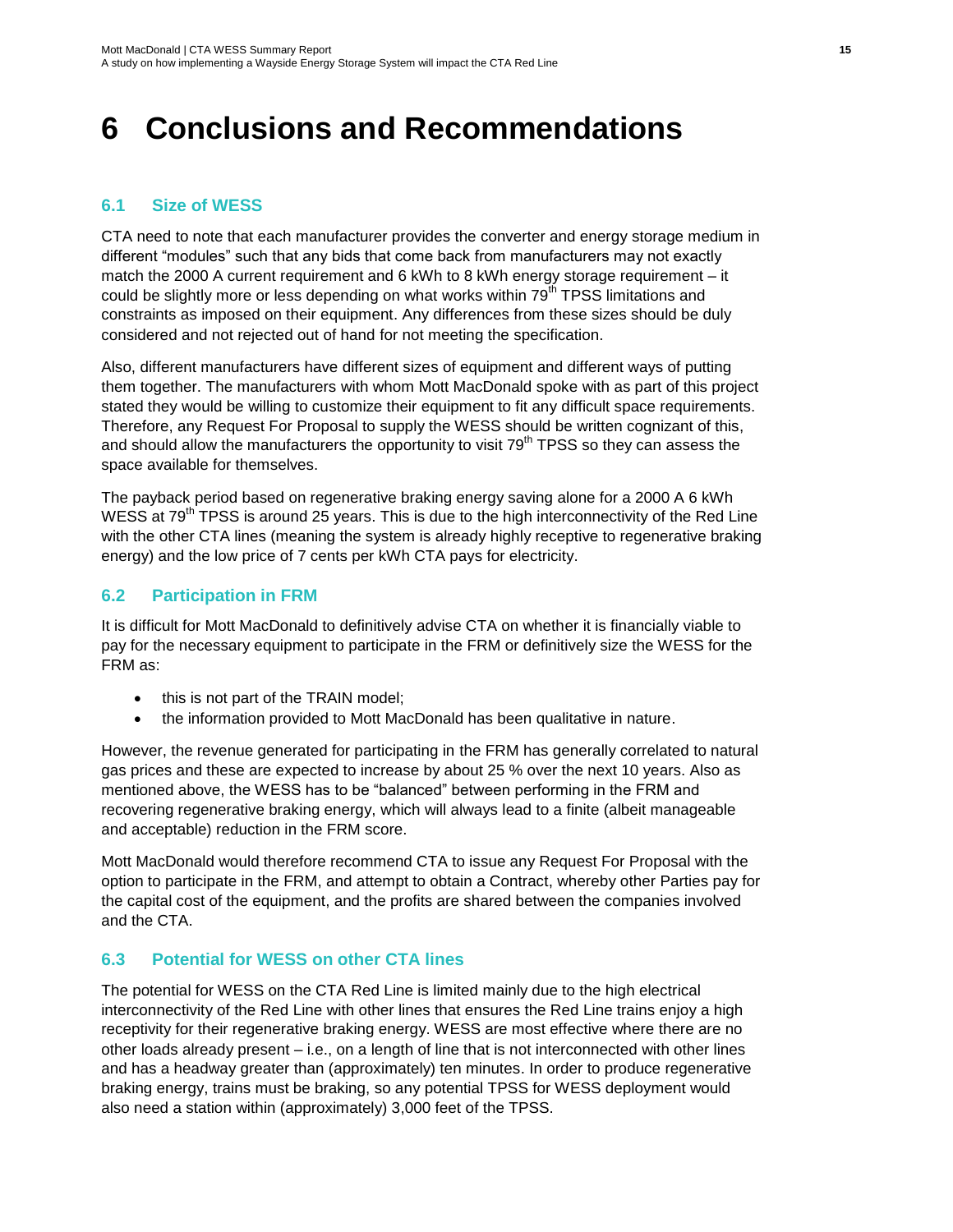# 6 Conclusions and Recommendations

## 6.1 Size of WESS

CTA need to note that each manufacturer provides the converter and energy storage medium in different "modules" such that any bids that come back from manufacturers may not exactly match the 2000 A current requirement and 6 kWh to 8 kWh energy storage requirement – it could be slightly more or less depending on what works within 79th TPSS limitations and constraints as imposed on their equipment. Any differences from these sizes should be duly considered and not rejected out of hand for not meeting the specification.

Also, different manufacturers have different sizes of equipment and different ways of putting them together. The manufacturers with whom Mott MacDonald spoke with as part of this project stated they would be willing to customize their equipment to fit any difficult space requirements. Therefore, any Request For Proposal to supply the WESS should be written cognizant of this, and should allow the manufacturers the opportunity to visit 79th TPSS so they can assess the space available for themselves.

The payback period based on regenerative braking energy saving alone for a 2000 A 6 kWh WESS at 79th TPSS is around 25 years. This is due to the high interconnectivity of the Red Line with the other CTA lines (meaning the system is already highly receptive to regenerative braking energy) and the low price of 7 cents per kWh CTA pays for electricity.

## 6.2 Participation in FRM

It is difficult for Mott MacDonald to definitively advise CTA on whether it is financially viable to pay for the necessary equipment to participate in the FRM or definitively size the WESS for the FRM as:

- this is not part of the TRAIN model;
- the information provided to Mott MacDonald has been qualitative in nature.

However, the revenue generated for participating in the FRM has generally correlated to natural gas prices and these are expected to increase by about 25 % over the next 10 years. Also as mentioned above, the WESS has to be "balanced" between performing in the FRM and recovering regenerative braking energy, which will always lead to a finite (albeit manageable and acceptable) reduction in the FRM score.

Mott MacDonald would therefore recommend CTA to issue any Request For Proposal with the option to participate in the FRM, and attempt to obtain a Contract, whereby other Parties pay for the capital cost of the equipment, and the profits are shared between the companies involved and the CTA.

## 6.3 Potential for WESS on other CTA lines

The potential for WESS on the CTA Red Line is limited mainly due to the high electrical interconnectivity of the Red Line with other lines that ensures the Red Line trains enjoy a high receptivity for their regenerative braking energy. WESS are most effective where there are no other loads already present – i.e., on a length of line that is not interconnected with other lines and has a headway greater than (approximately) ten minutes. In order to produce regenerative braking energy, trains must be braking, so any potential TPSS for WESS deployment would also need a station within (approximately) 3,000 feet of the TPSS.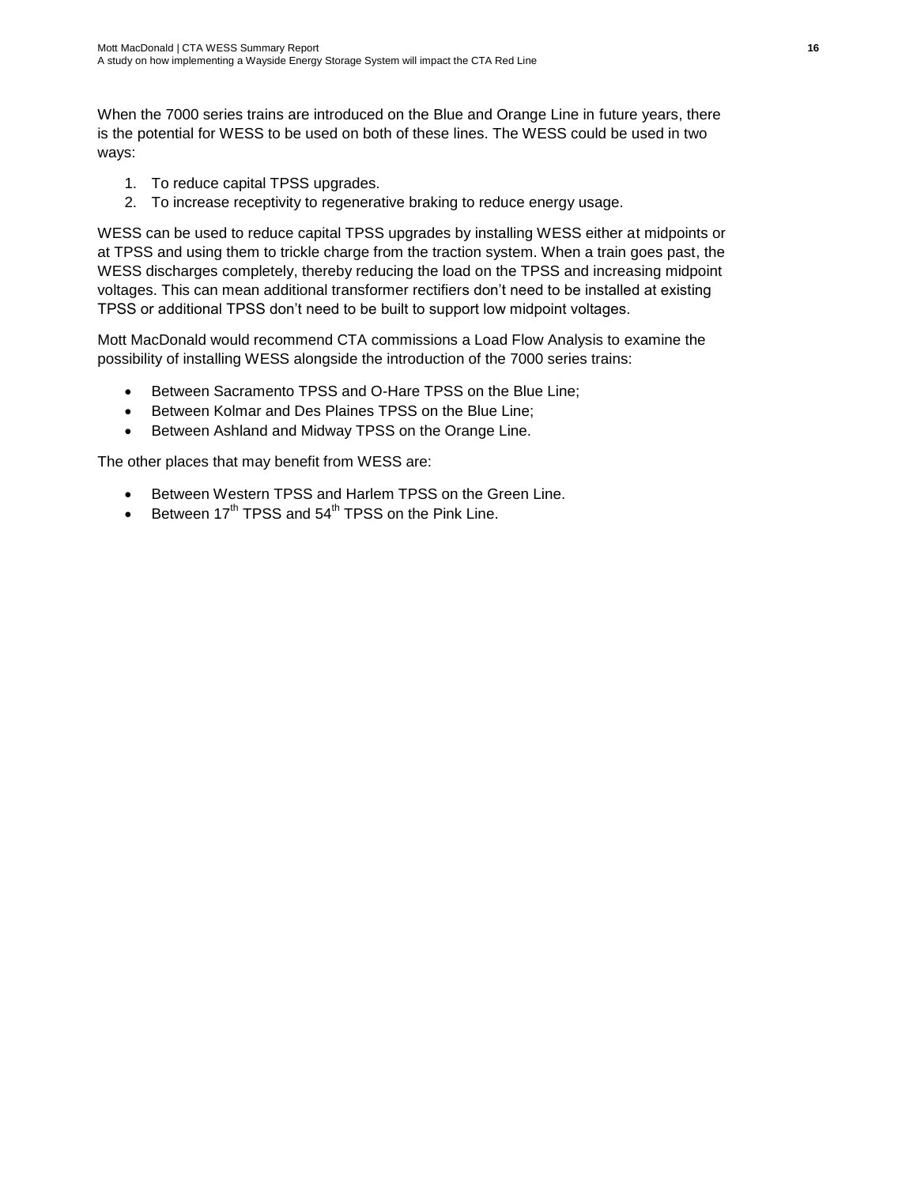When the 7000 series trains are introduced on the Blue and Orange Line in future years, there is the potential for WESS to be used on both of these lines. The WESS could be used in two ways:

1. To reduce capital TPSS upgrades.
2. To increase receptivity to regenerative braking to reduce energy usage.

WESS can be used to reduce capital TPSS upgrades by installing WESS either at midpoints or at TPSS and using them to trickle charge from the traction system. When a train goes past, the WESS discharges completely, thereby reducing the load on the TPSS and increasing midpoint voltages. This can mean additional transformer rectifiers don't need to be installed at existing TPSS or additional TPSS don't need to be built to support low midpoint voltages.

Mott MacDonald would recommend CTA commissions a Load Flow Analysis to examine the possibility of installing WESS alongside the introduction of the 7000 series trains:

- Between Sacramento TPSS and O-Hare TPSS on the Blue Line;
- Between Kolmar and Des Plaines TPSS on the Blue Line;
- Between Ashland and Midway TPSS on the Orange Line.

The other places that may benefit from WESS are:

- Between Western TPSS and Harlem TPSS on the Green Line.
- Between 17th TPSS and 54th TPSS on the Pink Line.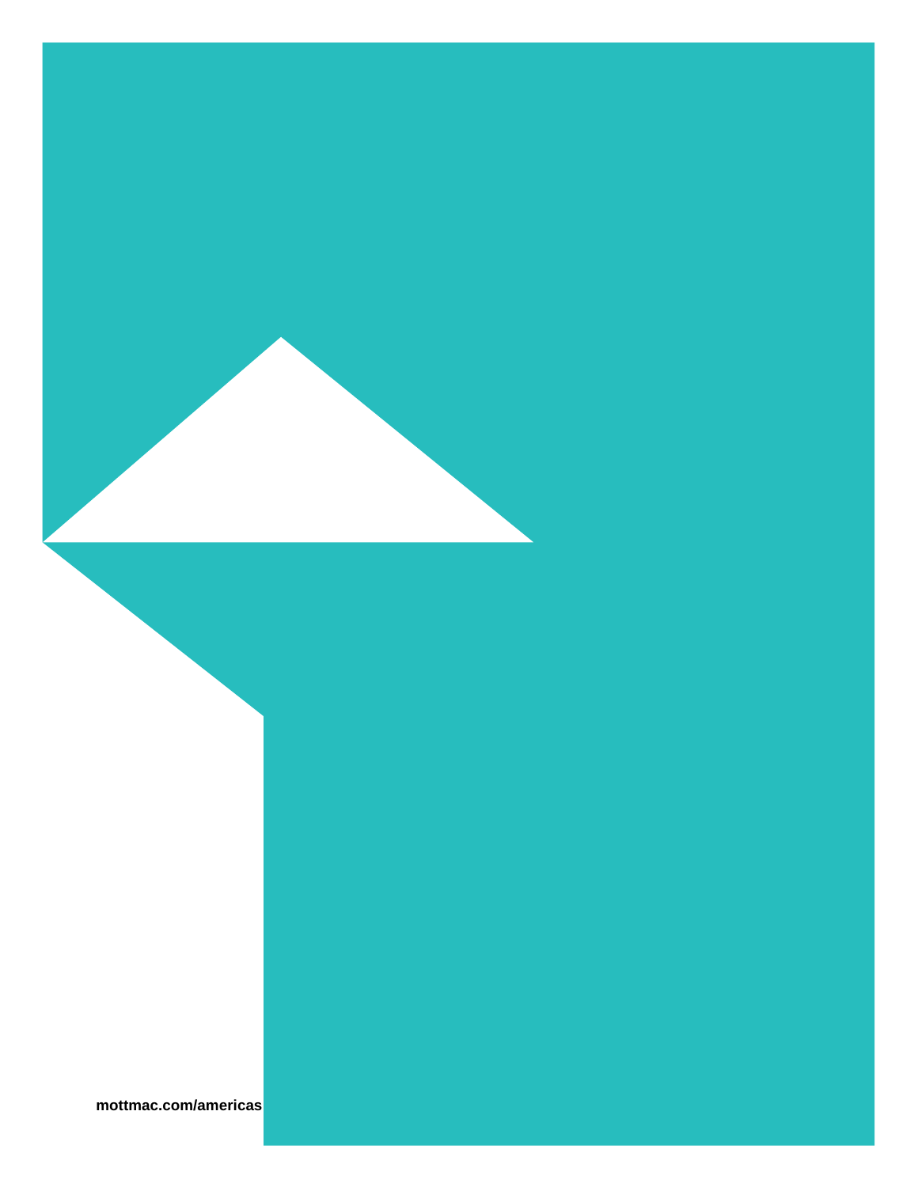**mottmac.com/americas**